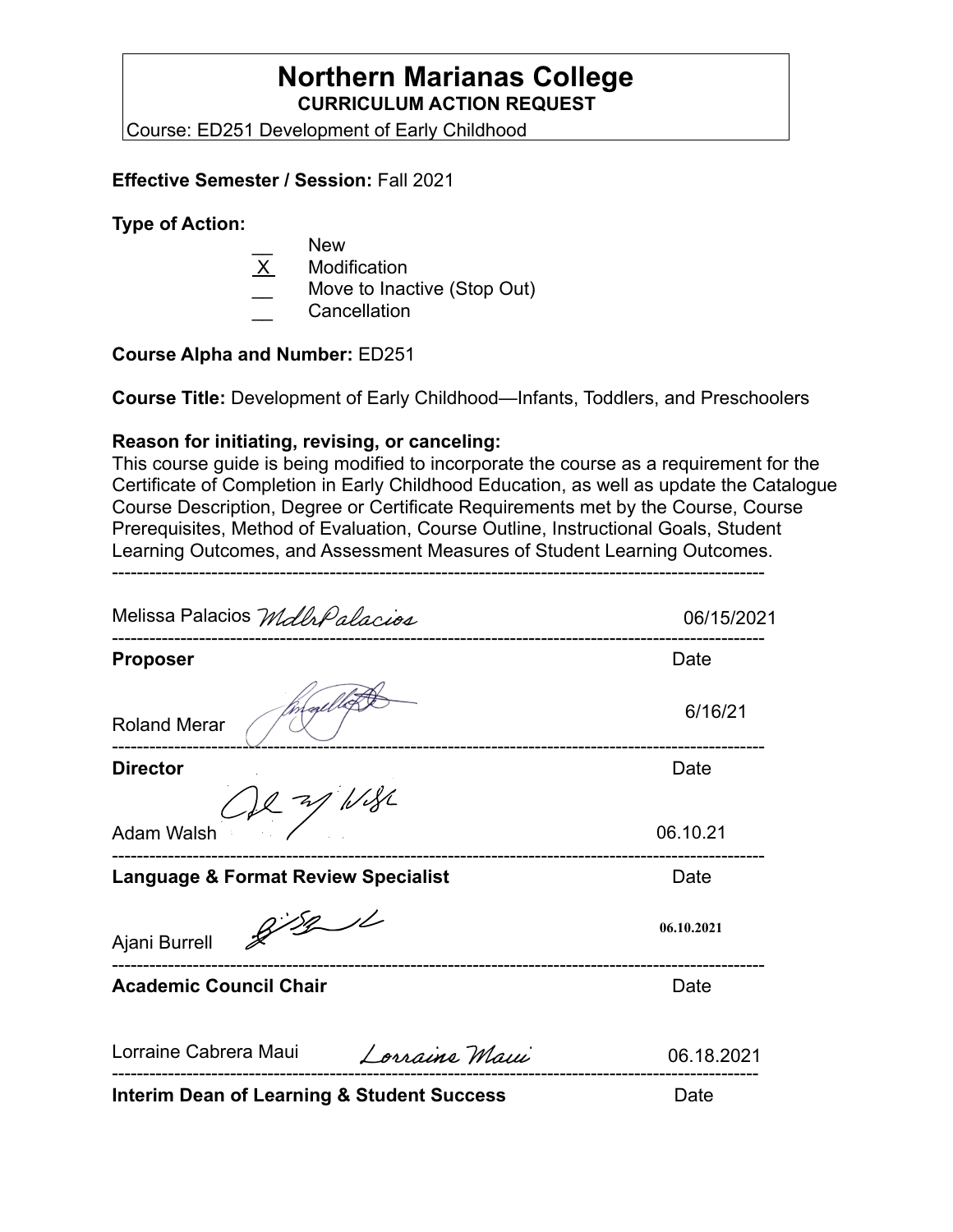# Northern Marianas College

**CURRICULUM ACTION REQUEST**

Course: ED251 Development of Early Childhood

**Effective Semester / Session:** Fall 2021

**Type of Action:**

__ New
X Modification
__ Move to Inactive (Stop Out)
__ Cancellation

**Course Alpha and Number:** ED251

**Course Title:** Development of Early Childhood—Infants, Toddlers, and Preschoolers

**Reason for initiating, revising, or canceling:**
This course guide is being modified to incorporate the course as a requirement for the Certificate of Completion in Early Childhood Education, as well as update the Catalogue Course Description, Degree or Certificate Requirements met by the Course, Course Prerequisites, Method of Evaluation, Course Outline, Instructional Goals, Student Learning Outcomes, and Assessment Measures of Student Learning Outcomes.

---

Melissa Palacios *MdlrPalacios* 06/15/2021

---

**Proposer** Date

Roland Merar 6/16/21

---

**Director** Date

Adam Walsh 06.10.21

---

**Language & Format Review Specialist** Date

Ajani Burrell 06.10.2021

---

**Academic Council Chair** Date

Lorraine Cabrera Maui *Lorraine Maui* 06.18.2021

---

**Interim Dean of Learning & Student Success** Date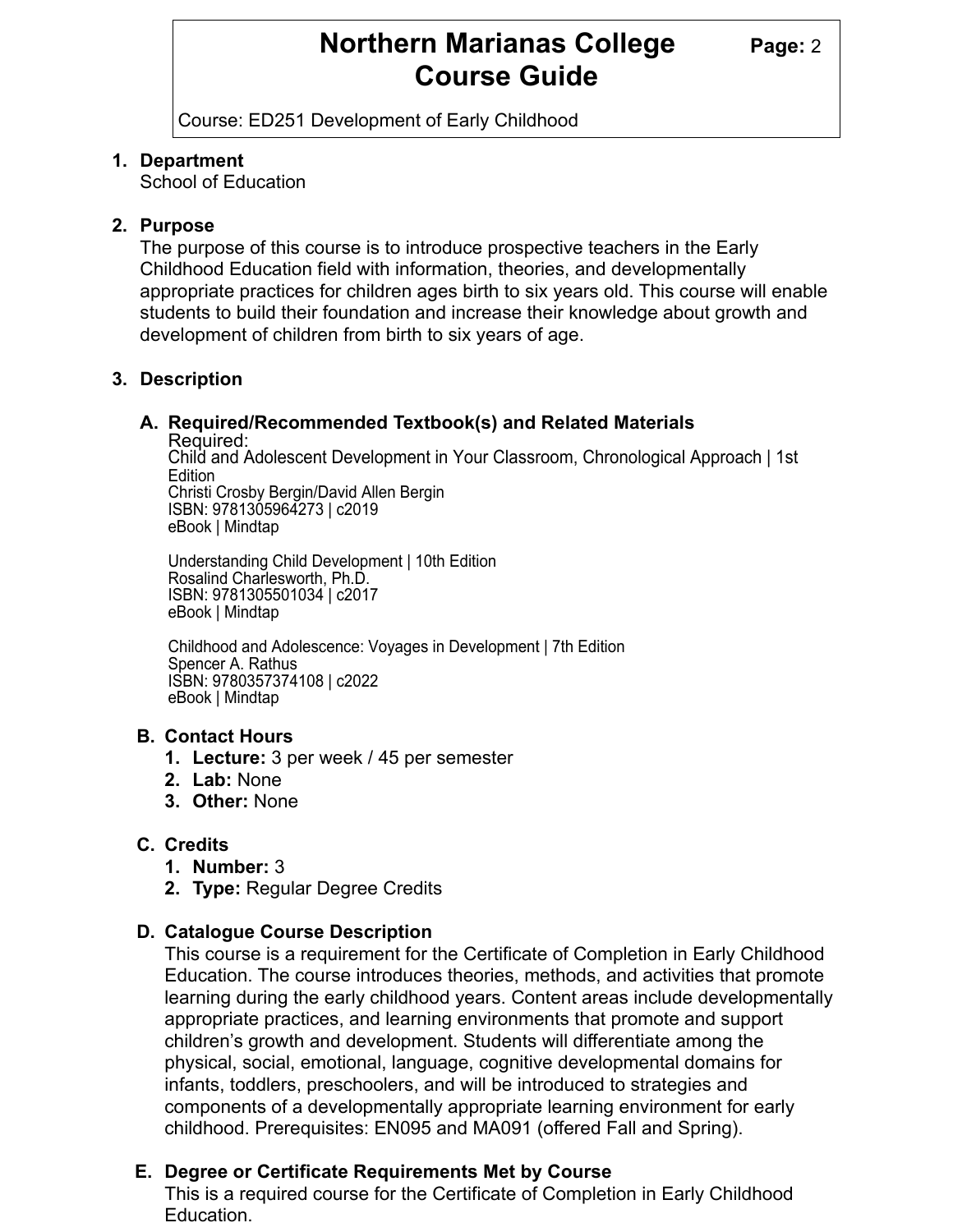Course: ED251 Development of Early Childhood

1. **Department**
   School of Education

2. **Purpose**
   The purpose of this course is to introduce prospective teachers in the Early Childhood Education field with information, theories, and developmentally appropriate practices for children ages birth to six years old. This course will enable students to build their foundation and increase their knowledge about growth and development of children from birth to six years of age.

3. **Description**

   A. **Required/Recommended Textbook(s) and Related Materials**
      Required:
      Child and Adolescent Development in Your Classroom, Chronological Approach | 1st Edition
      Christi Crosby Bergin/David Allen Bergin
      ISBN: 9781305964273 | c2019
      eBook | Mindtap

      Understanding Child Development | 10th Edition
      Rosalind Charlesworth, Ph.D.
      ISBN: 9781305501034 | c2017
      eBook | Mindtap

      Childhood and Adolescence: Voyages in Development | 7th Edition
      Spencer A. Rathus
      ISBN: 9780357374108 | c2022
      eBook | Mindtap

   B. **Contact Hours**
      1. **Lecture:** 3 per week / 45 per semester
      2. **Lab:** None
      3. **Other:** None

   C. **Credits**
      1. **Number:** 3
      2. **Type:** Regular Degree Credits

   D. **Catalogue Course Description**
      This course is a requirement for the Certificate of Completion in Early Childhood Education. The course introduces theories, methods, and activities that promote learning during the early childhood years. Content areas include developmentally appropriate practices, and learning environments that promote and support children's growth and development. Students will differentiate among the physical, social, emotional, language, cognitive developmental domains for infants, toddlers, preschoolers, and will be introduced to strategies and components of a developmentally appropriate learning environment for early childhood. Prerequisites: EN095 and MA091 (offered Fall and Spring).

   E. **Degree or Certificate Requirements Met by Course**
      This is a required course for the Certificate of Completion in Early Childhood Education.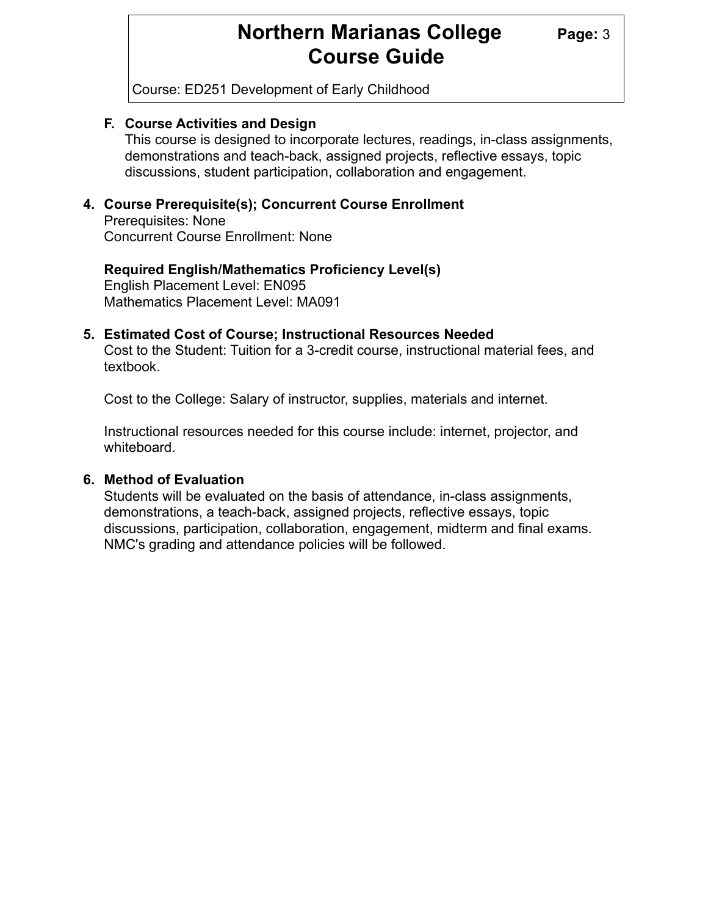**F. Course Activities and Design**

This course is designed to incorporate lectures, readings, in-class assignments, demonstrations and teach-back, assigned projects, reflective essays, topic discussions, student participation, collaboration and engagement.

**4. Course Prerequisite(s); Concurrent Course Enrollment**

Prerequisites: None
Concurrent Course Enrollment: None

**Required English/Mathematics Proficiency Level(s)**

English Placement Level: EN095
Mathematics Placement Level: MA091

**5. Estimated Cost of Course; Instructional Resources Needed**

Cost to the Student: Tuition for a 3-credit course, instructional material fees, and textbook.

Cost to the College: Salary of instructor, supplies, materials and internet.

Instructional resources needed for this course include: internet, projector, and whiteboard.

**6. Method of Evaluation**

Students will be evaluated on the basis of attendance, in-class assignments, demonstrations, a teach-back, assigned projects, reflective essays, topic discussions, participation, collaboration, engagement, midterm and final exams. NMC's grading and attendance policies will be followed.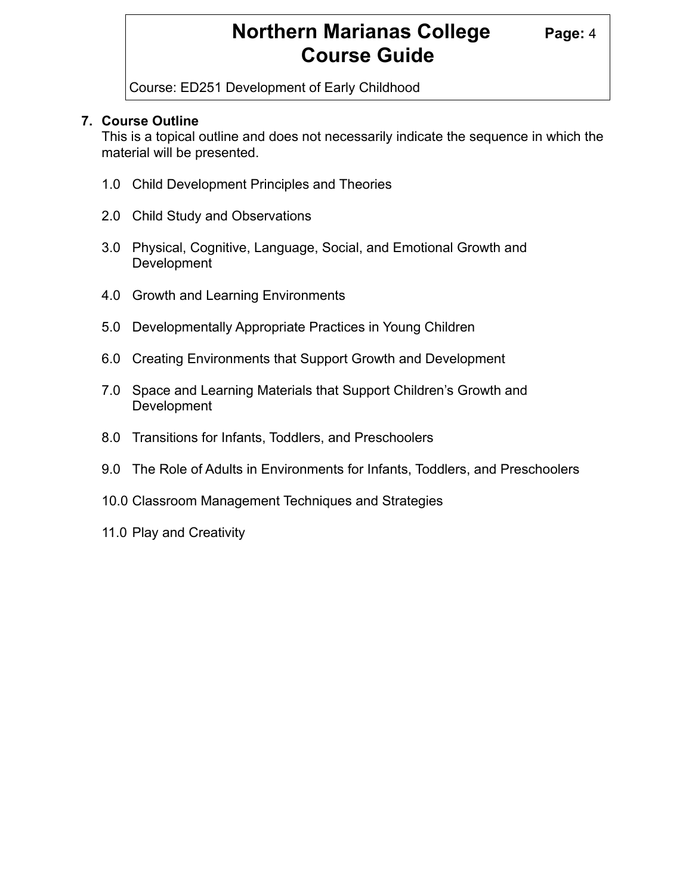## 7. Course Outline

This is a topical outline and does not necessarily indicate the sequence in which the material will be presented.

1.0 Child Development Principles and Theories

2.0 Child Study and Observations

3.0 Physical, Cognitive, Language, Social, and Emotional Growth and Development

4.0 Growth and Learning Environments

5.0 Developmentally Appropriate Practices in Young Children

6.0 Creating Environments that Support Growth and Development

7.0 Space and Learning Materials that Support Children's Growth and Development

8.0 Transitions for Infants, Toddlers, and Preschoolers

9.0 The Role of Adults in Environments for Infants, Toddlers, and Preschoolers

10.0 Classroom Management Techniques and Strategies

11.0 Play and Creativity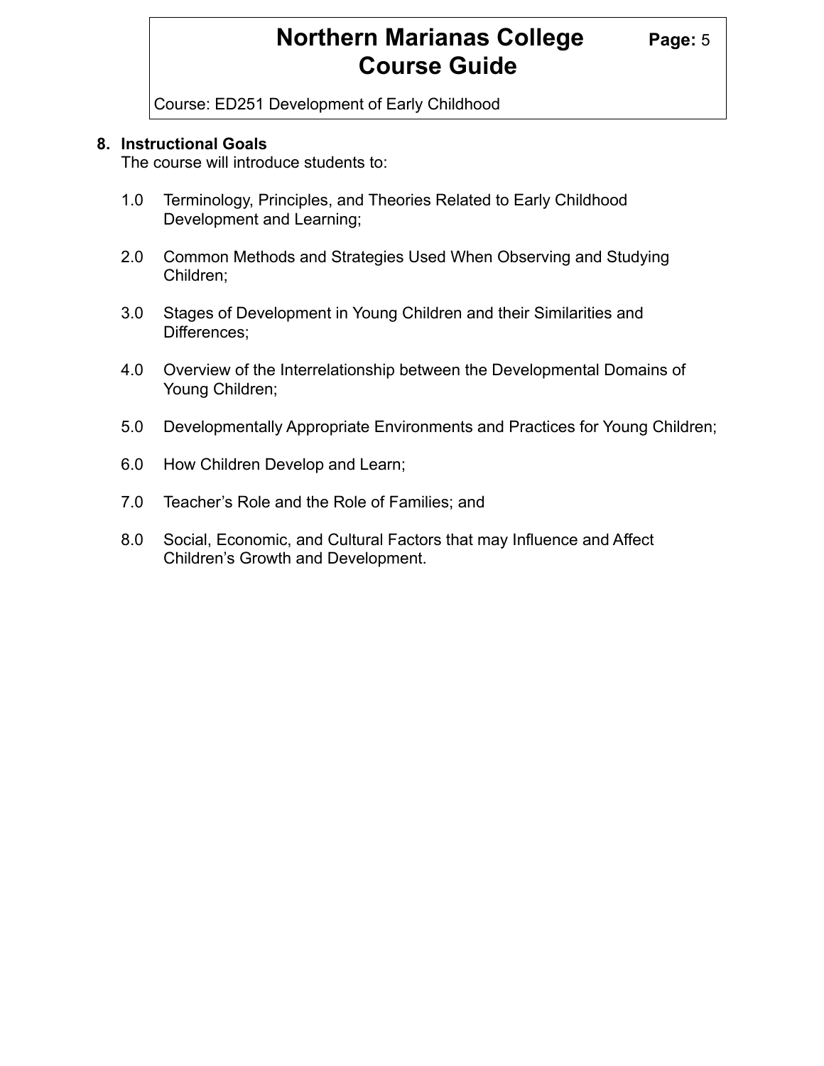## 8. Instructional Goals

The course will introduce students to:

1.0 Terminology, Principles, and Theories Related to Early Childhood Development and Learning;

2.0 Common Methods and Strategies Used When Observing and Studying Children;

3.0 Stages of Development in Young Children and their Similarities and Differences;

4.0 Overview of the Interrelationship between the Developmental Domains of Young Children;

5.0 Developmentally Appropriate Environments and Practices for Young Children;

6.0 How Children Develop and Learn;

7.0 Teacher's Role and the Role of Families; and

8.0 Social, Economic, and Cultural Factors that may Influence and Affect Children's Growth and Development.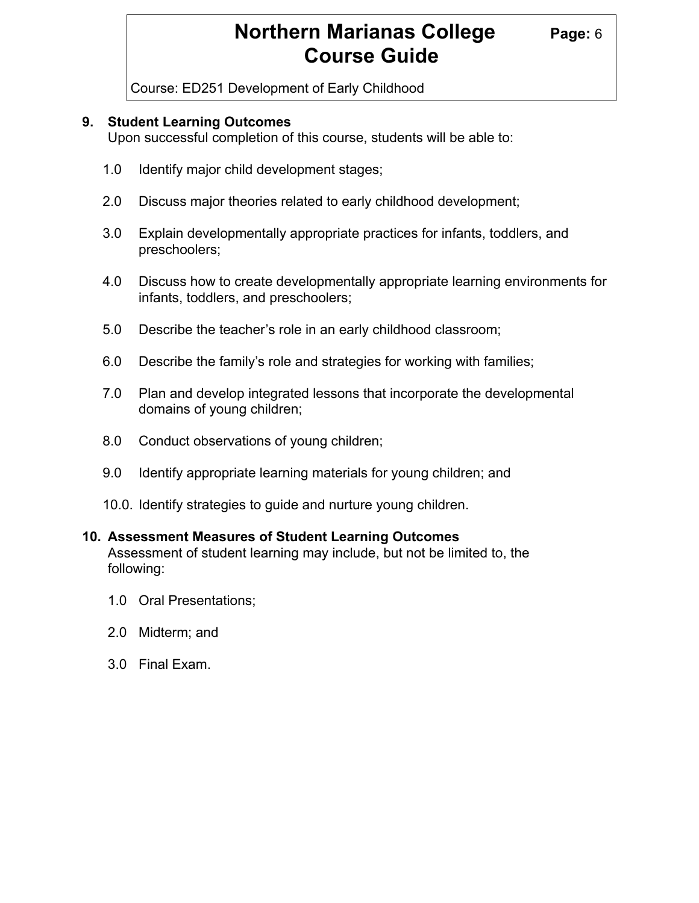## 9. Student Learning Outcomes

Upon successful completion of this course, students will be able to:

1.0 Identify major child development stages;

2.0 Discuss major theories related to early childhood development;

3.0 Explain developmentally appropriate practices for infants, toddlers, and preschoolers;

4.0 Discuss how to create developmentally appropriate learning environments for infants, toddlers, and preschoolers;

5.0 Describe the teacher's role in an early childhood classroom;

6.0 Describe the family's role and strategies for working with families;

7.0 Plan and develop integrated lessons that incorporate the developmental domains of young children;

8.0 Conduct observations of young children;

9.0 Identify appropriate learning materials for young children; and

10.0. Identify strategies to guide and nurture young children.

## 10. Assessment Measures of Student Learning Outcomes

Assessment of student learning may include, but not be limited to, the following:

1.0 Oral Presentations;

2.0 Midterm; and

3.0 Final Exam.